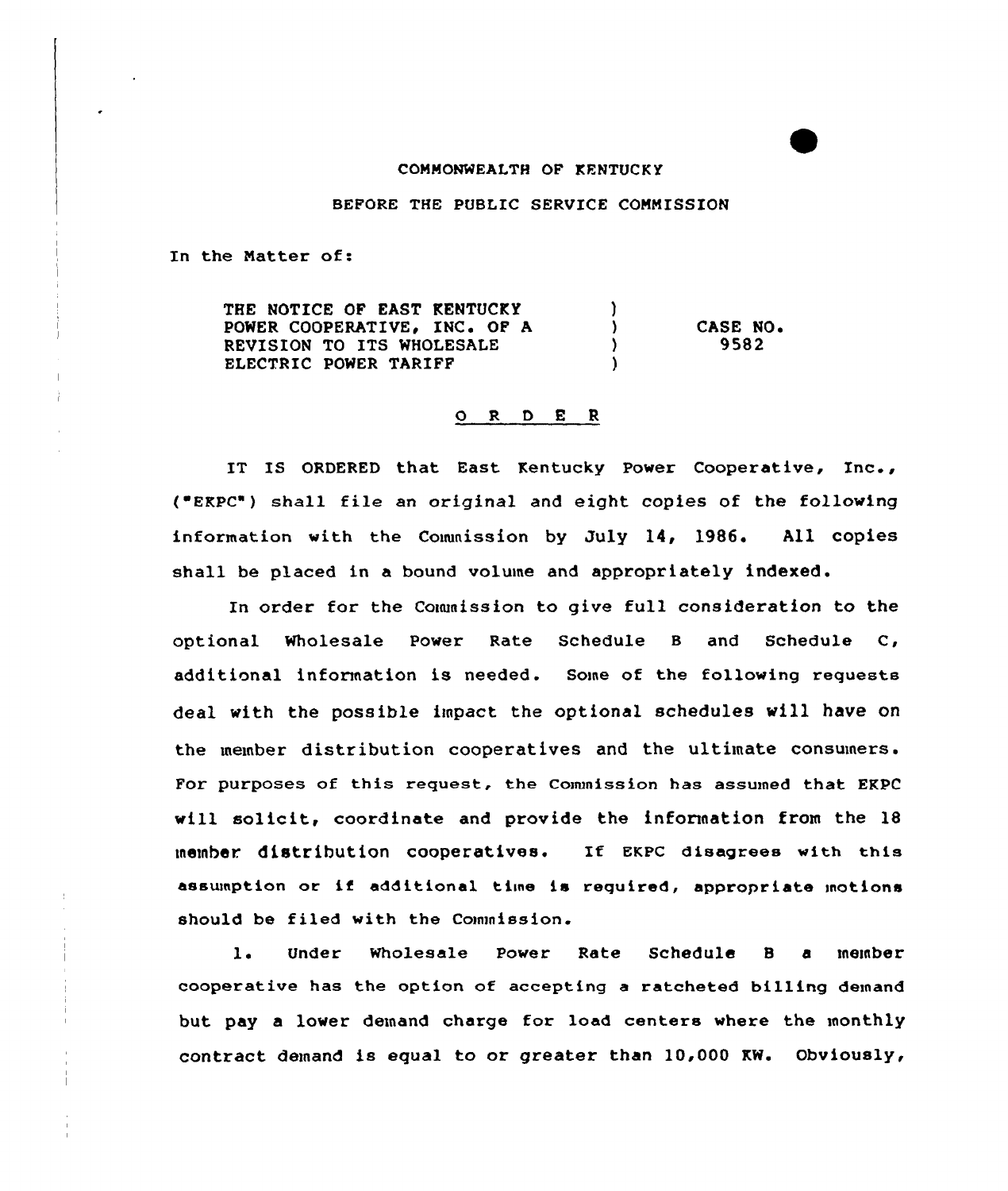COMMONWEALTH OF KENTUCKY

BEFORE THE PUBLIC SERVICE COMMISSION

In the Matter of:

| | | |
|---|---|---|
| THE NOTICE OF EAST KENTUCKY POWER COOPERATIVE, INC. OF A REVISION TO ITS WHOLESALE ELECTRIC POWER TARIFF | ) ) ) ) | CASE NO. 9582 |

## O R D E R

IT IS ORDERED that East Kentucky Power Cooperative, Inc., ("EKPC") shall file an original and eight copies of the following information with the Commission by July 14, 1986. All copies shall be placed in a bound volume and appropriately indexed.

In order for the Commission to give full consideration to the optional Wholesale Power Rate Schedule B and Schedule C, additional information is needed. Some of the following requests deal with the possible impact the optional schedules will have on the member distribution cooperatives and the ultimate consumers. For purposes of this request, the Commission has assumed that EKPC will solicit, coordinate and provide the information from the 18 member distribution cooperatives. If EKPC disagrees with this assumption or if additional time is required, appropriate motions should be filed with the Commission.

1. Under Wholesale Power Rate Schedule B a member cooperative has the option of accepting a ratcheted billing demand but pay a lower demand charge for load centers where the monthly contract demand is equal to or greater than 10,000 KW. Obviously,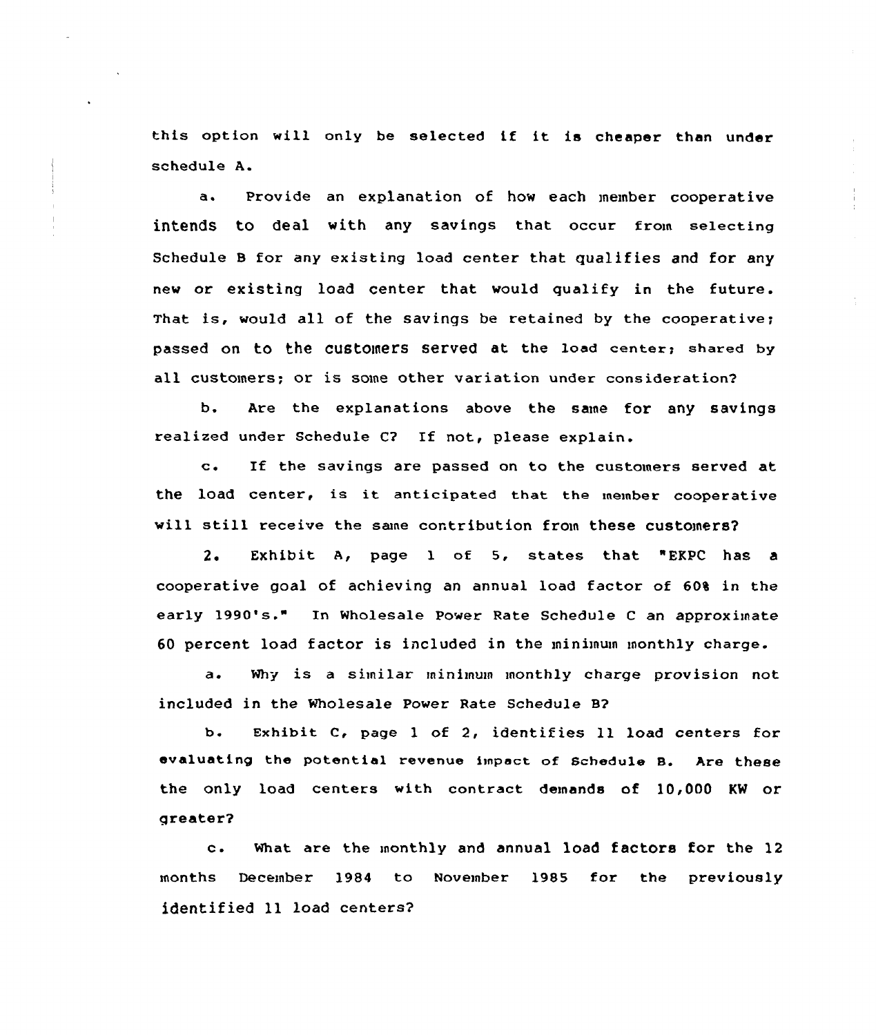this option will only be selected if it is cheaper than under schedule A.

a. Provide an explanation of how each member cooperative intends to deal with any savings that occur from selecting Schedule B for any existing load center that qualifies and for any new or existing load center that would qualify in the future. That is, would all of the savings be retained by the cooperative; passed on to the customers served at the load center; shared by all customers; or is some other variation under consideration?

b. Are the explanations above the same for any savings realized under Schedule C? If not, please explain.

c. If the savings are passed on to the customers served at the load center, is it anticipated that the member cooperative will still receive the same contribution from these customers?

2. Exhibit A, page 1 of 5, states that "EKPC has a cooperative goal of achieving an annual load factor of 60% in the early 1990's." In Wholesale Power Rate Schedule C an approximate 60 percent load factor is included in the minimum monthly charge.

a. Why is a similar minimum monthly charge provision not included in the Wholesale Power Rate Schedule B?

b. Exhibit C, page 1 of 2, identifies 11 load centers for evaluating the potential revenue impact of Schedule B. Are these the only load centers with contract demands of 10,000 KW or greater?

c. What are the monthly and annual load factors for the 12 months December 1984 to November 1985 for the previously identified 11 load centers?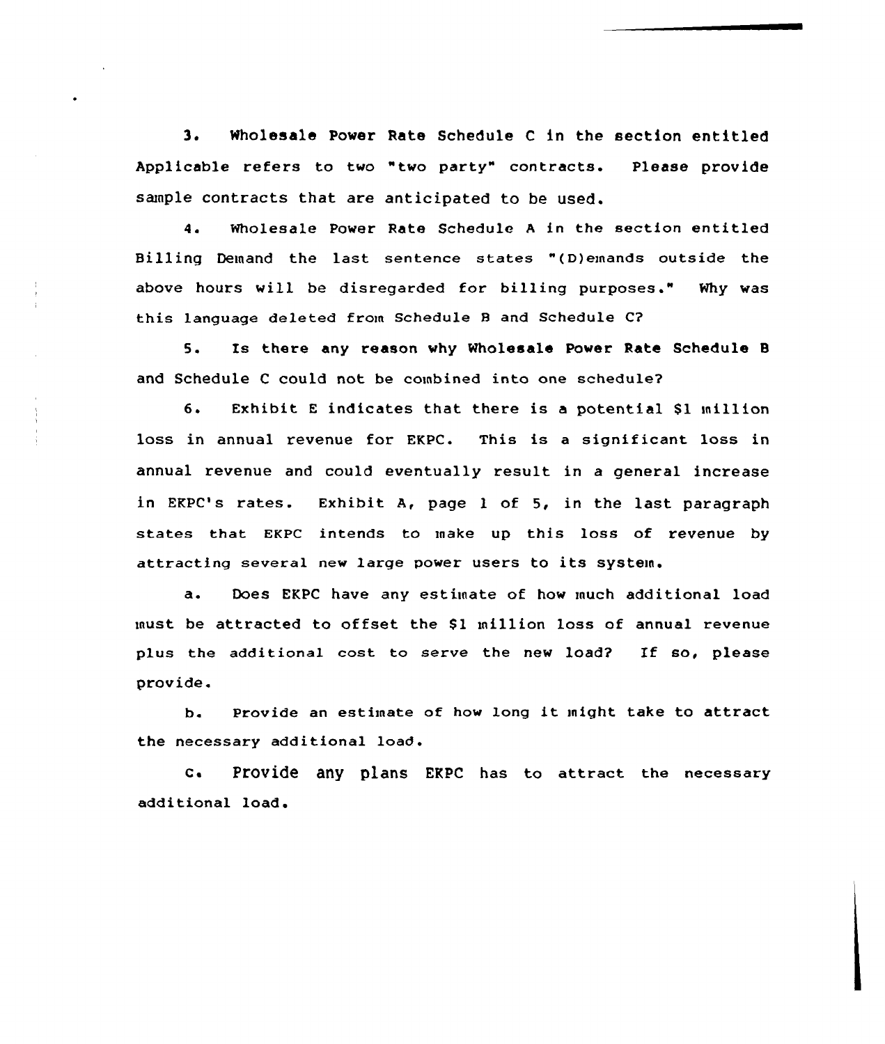3. Wholesale Power Rate Schedule C in the section entitled Applicable refers to two "two party" contracts. Please provide sample contracts that are anticipated to be used.

4. Wholesale Power Rate Schedule A in the section entitled Billing Demand the last sentence states "(D)emands outside the above hours will be disregarded for billing purposes." Why was this language deleted from Schedule B and Schedule C?

5. Is there any reason why Wholesale Power Rate Schedule B and Schedule C could not be combined into one schedule?

6. Exhibit E indicates that there is a potential $1 million loss in annual revenue for EKPC. This is a significant loss in annual revenue and could eventually result in a general increase in EKPC's rates. Exhibit A, page 1 of 5, in the last paragraph states that EKPC intends to make up this loss of revenue by attracting several new large power users to its system.

a. Does EKPC have any estimate of how much additional load must be attracted to offset the $1 million loss of annual revenue plus the additional cost to serve the new load? If so, please provide.

b. Provide an estimate of how long it might take to attract the necessary additional load.

c. Provide any plans EKPC has to attract the necessary additional load.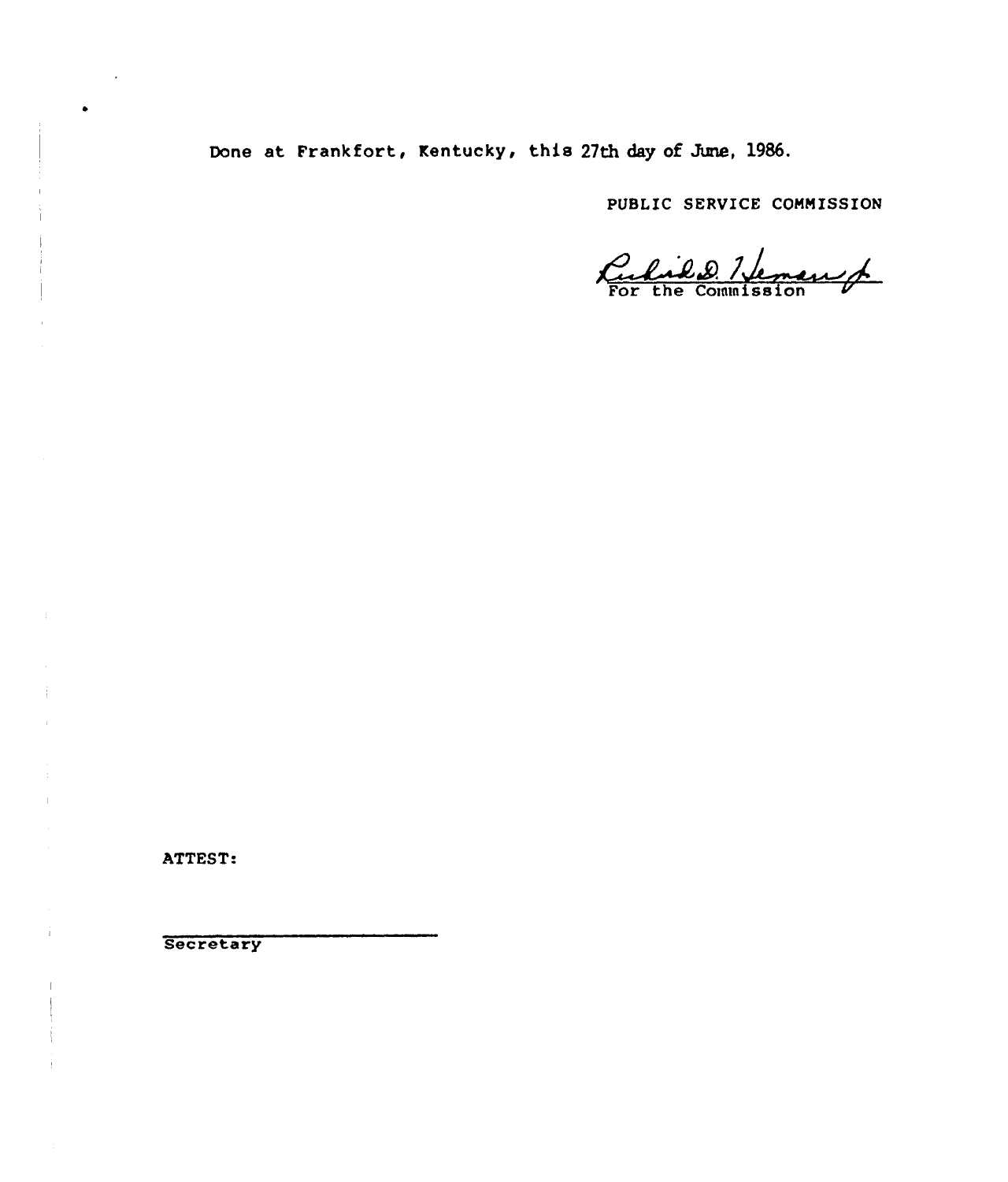Done at Frankfort, Kentucky, this 27th day of June, 1986.

PUBLIC SERVICE COMMISSION

For the Commission

ATTEST:

Secretary